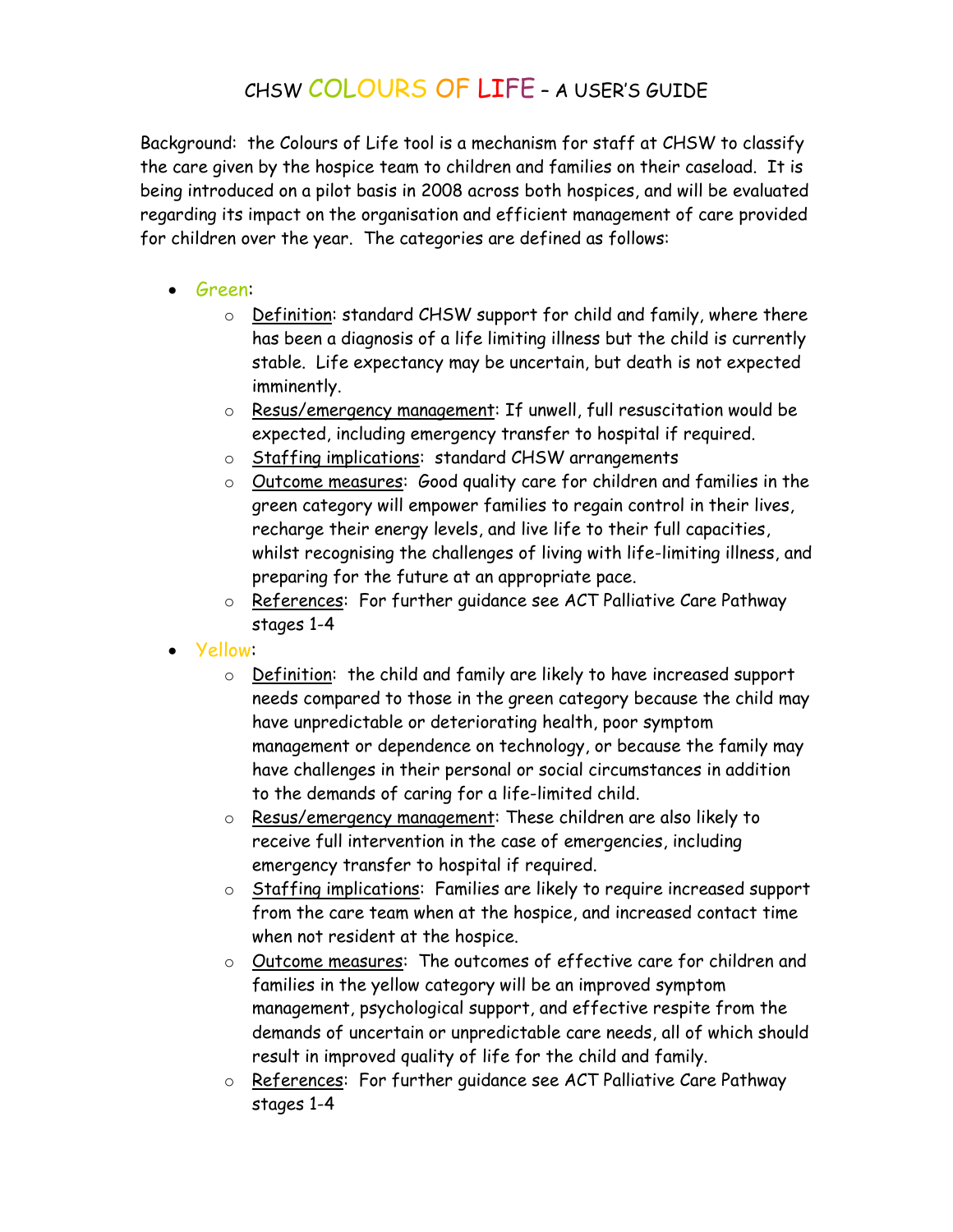# CHSW COLOURS OF LIFE – A USER'S GUIDE

Background: the Colours of Life tool is a mechanism for staff at CHSW to classify the care given by the hospice team to children and families on their caseload. It is being introduced on a pilot basis in 2008 across both hospices, and will be evaluated regarding its impact on the organisation and efficient management of care provided for children over the year. The categories are defined as follows:

- Green:
  - Definition: standard CHSW support for child and family, where there has been a diagnosis of a life limiting illness but the child is currently stable. Life expectancy may be uncertain, but death is not expected imminently.
  - Resus/emergency management: If unwell, full resuscitation would be expected, including emergency transfer to hospital if required.
  - Staffing implications: standard CHSW arrangements
  - Outcome measures: Good quality care for children and families in the green category will empower families to regain control in their lives, recharge their energy levels, and live life to their full capacities, whilst recognising the challenges of living with life-limiting illness, and preparing for the future at an appropriate pace.
  - References: For further guidance see ACT Palliative Care Pathway stages 1-4
- Yellow:
  - Definition: the child and family are likely to have increased support needs compared to those in the green category because the child may have unpredictable or deteriorating health, poor symptom management or dependence on technology, or because the family may have challenges in their personal or social circumstances in addition to the demands of caring for a life-limited child.
  - Resus/emergency management: These children are also likely to receive full intervention in the case of emergencies, including emergency transfer to hospital if required.
  - Staffing implications: Families are likely to require increased support from the care team when at the hospice, and increased contact time when not resident at the hospice.
  - Outcome measures: The outcomes of effective care for children and families in the yellow category will be an improved symptom management, psychological support, and effective respite from the demands of uncertain or unpredictable care needs, all of which should result in improved quality of life for the child and family.
  - References: For further guidance see ACT Palliative Care Pathway stages 1-4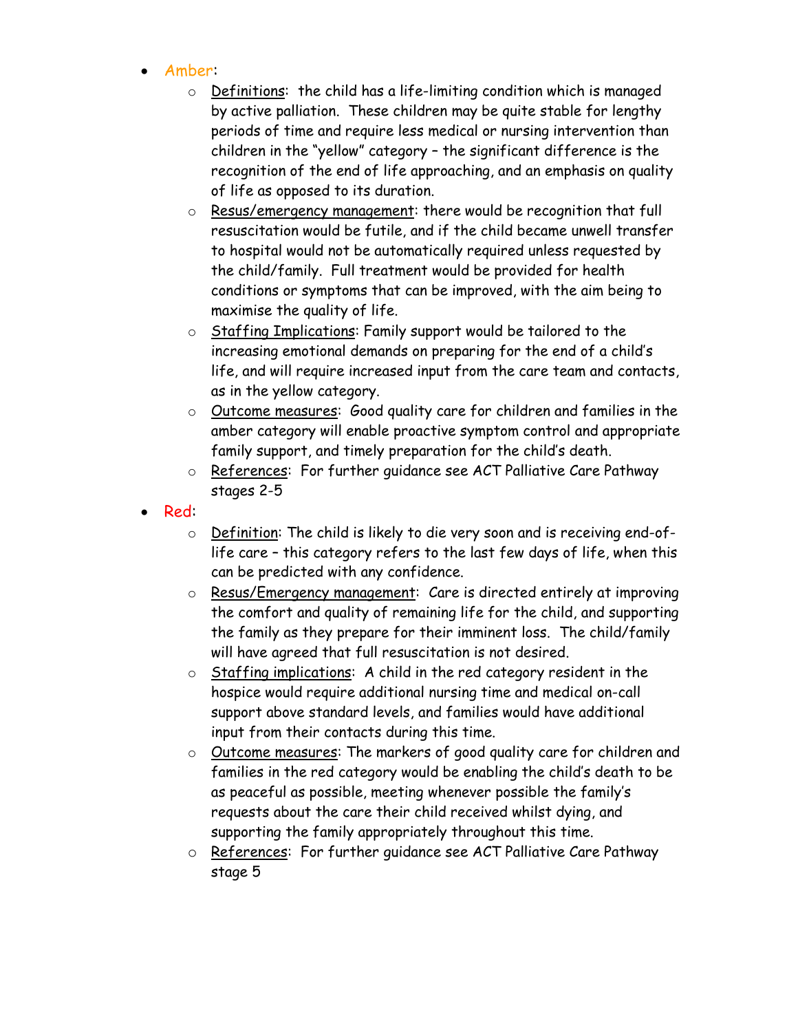- Amber:
  - Definitions: the child has a life-limiting condition which is managed by active palliation. These children may be quite stable for lengthy periods of time and require less medical or nursing intervention than children in the "yellow" category – the significant difference is the recognition of the end of life approaching, and an emphasis on quality of life as opposed to its duration.
  - Resus/emergency management: there would be recognition that full resuscitation would be futile, and if the child became unwell transfer to hospital would not be automatically required unless requested by the child/family. Full treatment would be provided for health conditions or symptoms that can be improved, with the aim being to maximise the quality of life.
  - Staffing Implications: Family support would be tailored to the increasing emotional demands on preparing for the end of a child's life, and will require increased input from the care team and contacts, as in the yellow category.
  - Outcome measures: Good quality care for children and families in the amber category will enable proactive symptom control and appropriate family support, and timely preparation for the child's death.
  - References: For further guidance see ACT Palliative Care Pathway stages 2-5
- Red:
  - Definition: The child is likely to die very soon and is receiving end-of-life care – this category refers to the last few days of life, when this can be predicted with any confidence.
  - Resus/Emergency management: Care is directed entirely at improving the comfort and quality of remaining life for the child, and supporting the family as they prepare for their imminent loss. The child/family will have agreed that full resuscitation is not desired.
  - Staffing implications: A child in the red category resident in the hospice would require additional nursing time and medical on-call support above standard levels, and families would have additional input from their contacts during this time.
  - Outcome measures: The markers of good quality care for children and families in the red category would be enabling the child's death to be as peaceful as possible, meeting whenever possible the family's requests about the care their child received whilst dying, and supporting the family appropriately throughout this time.
  - References: For further guidance see ACT Palliative Care Pathway stage 5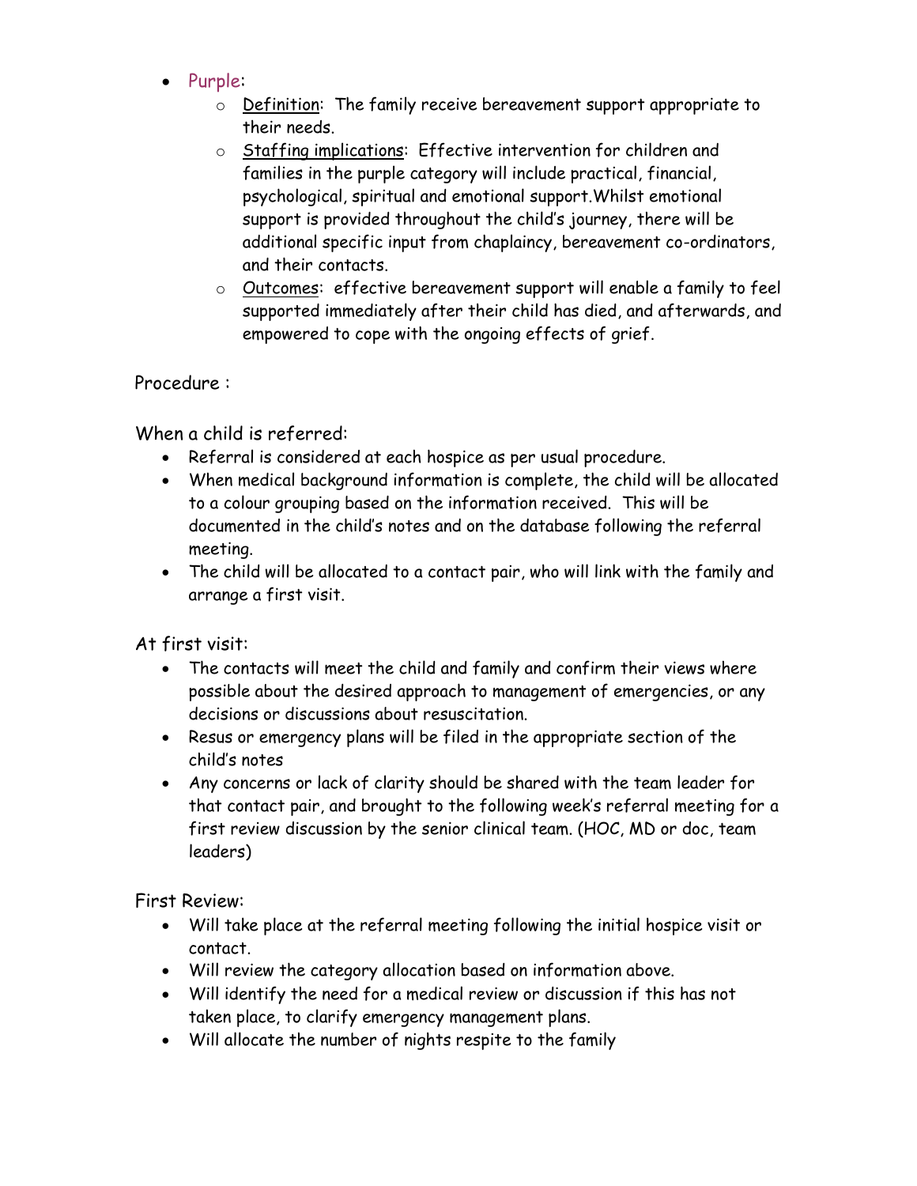- Purple:
  - Definition: The family receive bereavement support appropriate to their needs.
  - Staffing implications: Effective intervention for children and families in the purple category will include practical, financial, psychological, spiritual and emotional support.Whilst emotional support is provided throughout the child's journey, there will be additional specific input from chaplaincy, bereavement co-ordinators, and their contacts.
  - Outcomes: effective bereavement support will enable a family to feel supported immediately after their child has died, and afterwards, and empowered to cope with the ongoing effects of grief.

Procedure :

When a child is referred:

- Referral is considered at each hospice as per usual procedure.
- When medical background information is complete, the child will be allocated to a colour grouping based on the information received. This will be documented in the child's notes and on the database following the referral meeting.
- The child will be allocated to a contact pair, who will link with the family and arrange a first visit.

At first visit:

- The contacts will meet the child and family and confirm their views where possible about the desired approach to management of emergencies, or any decisions or discussions about resuscitation.
- Resus or emergency plans will be filed in the appropriate section of the child's notes
- Any concerns or lack of clarity should be shared with the team leader for that contact pair, and brought to the following week's referral meeting for a first review discussion by the senior clinical team. (HOC, MD or doc, team leaders)

First Review:

- Will take place at the referral meeting following the initial hospice visit or contact.
- Will review the category allocation based on information above.
- Will identify the need for a medical review or discussion if this has not taken place, to clarify emergency management plans.
- Will allocate the number of nights respite to the family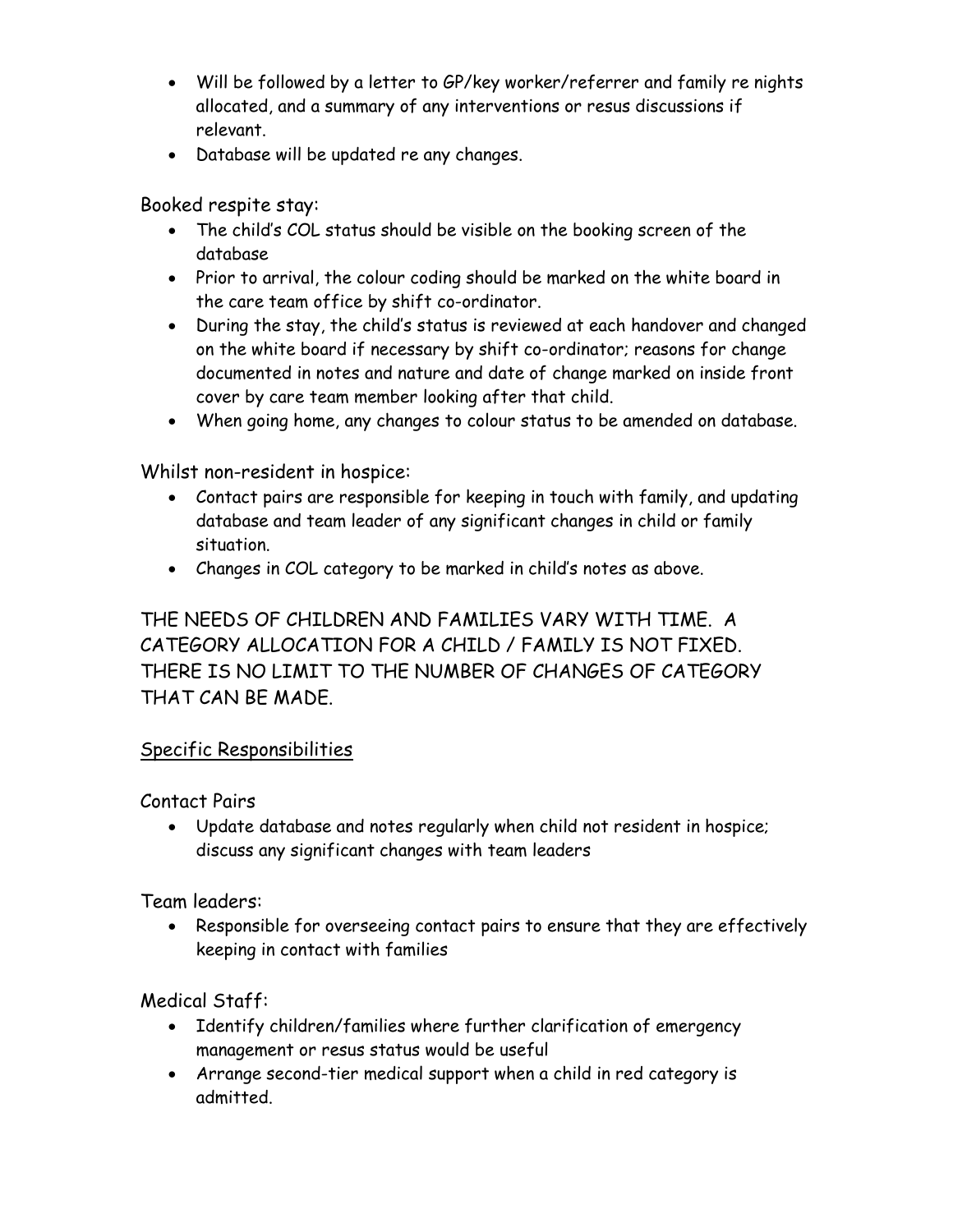- Will be followed by a letter to GP/key worker/referrer and family re nights allocated, and a summary of any interventions or resus discussions if relevant.
- Database will be updated re any changes.

Booked respite stay:

- The child's COL status should be visible on the booking screen of the database
- Prior to arrival, the colour coding should be marked on the white board in the care team office by shift co-ordinator.
- During the stay, the child's status is reviewed at each handover and changed on the white board if necessary by shift co-ordinator; reasons for change documented in notes and nature and date of change marked on inside front cover by care team member looking after that child.
- When going home, any changes to colour status to be amended on database.

Whilst non-resident in hospice:

- Contact pairs are responsible for keeping in touch with family, and updating database and team leader of any significant changes in child or family situation.
- Changes in COL category to be marked in child's notes as above.

THE NEEDS OF CHILDREN AND FAMILIES VARY WITH TIME. A CATEGORY ALLOCATION FOR A CHILD / FAMILY IS NOT FIXED. THERE IS NO LIMIT TO THE NUMBER OF CHANGES OF CATEGORY THAT CAN BE MADE.

<u>Specific Responsibilities</u>

Contact Pairs

- Update database and notes regularly when child not resident in hospice; discuss any significant changes with team leaders

Team leaders:

- Responsible for overseeing contact pairs to ensure that they are effectively keeping in contact with families

Medical Staff:

- Identify children/families where further clarification of emergency management or resus status would be useful
- Arrange second-tier medical support when a child in red category is admitted.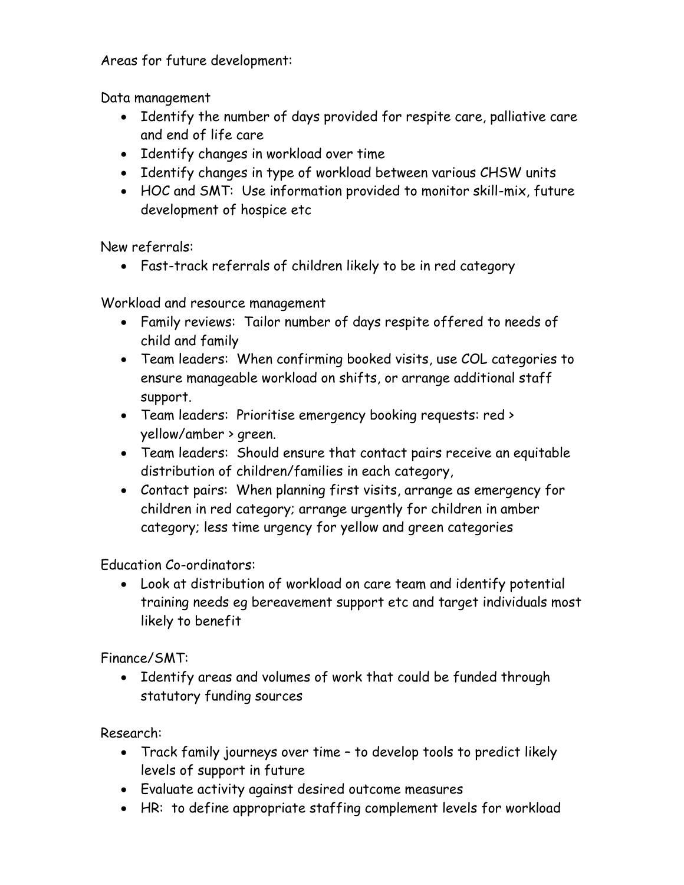Areas for future development:

Data management

- Identify the number of days provided for respite care, palliative care and end of life care
- Identify changes in workload over time
- Identify changes in type of workload between various CHSW units
- HOC and SMT: Use information provided to monitor skill-mix, future development of hospice etc

New referrals:

- Fast-track referrals of children likely to be in red category

Workload and resource management

- Family reviews: Tailor number of days respite offered to needs of child and family
- Team leaders: When confirming booked visits, use COL categories to ensure manageable workload on shifts, or arrange additional staff support.
- Team leaders: Prioritise emergency booking requests: red > yellow/amber > green.
- Team leaders: Should ensure that contact pairs receive an equitable distribution of children/families in each category,
- Contact pairs: When planning first visits, arrange as emergency for children in red category; arrange urgently for children in amber category; less time urgency for yellow and green categories

Education Co-ordinators:

- Look at distribution of workload on care team and identify potential training needs eg bereavement support etc and target individuals most likely to benefit

Finance/SMT:

- Identify areas and volumes of work that could be funded through statutory funding sources

Research:

- Track family journeys over time – to develop tools to predict likely levels of support in future
- Evaluate activity against desired outcome measures
- HR: to define appropriate staffing complement levels for workload